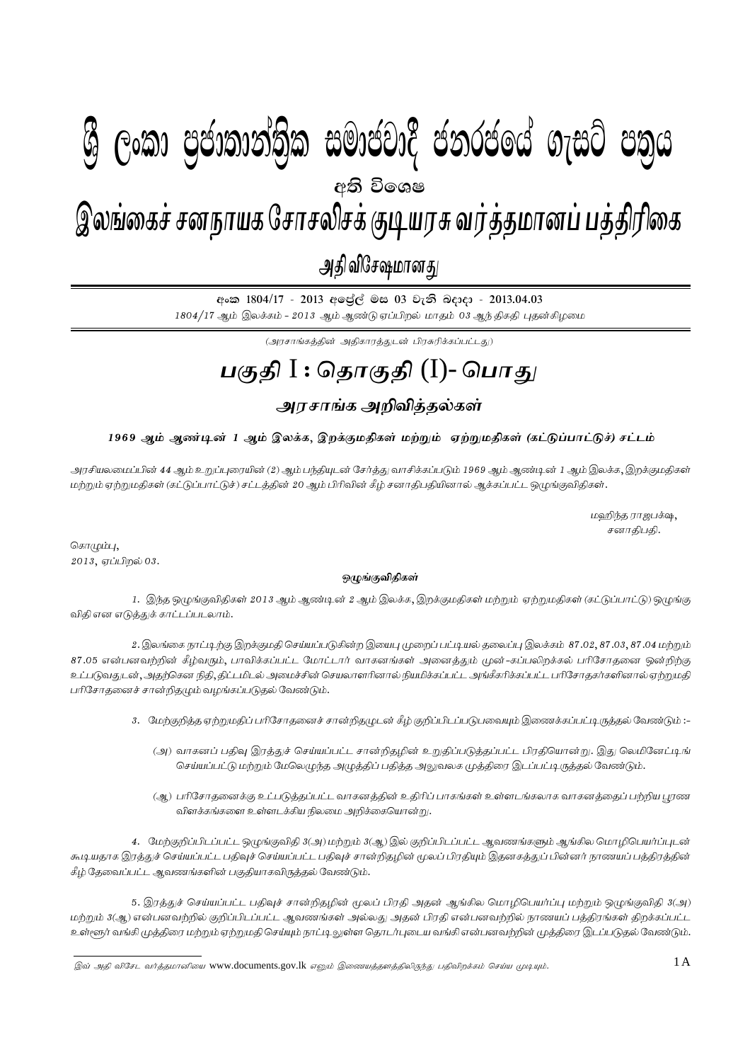# ශ්‍රී ලංකා ප්‍රජාතාන්ත්‍රික සමාජවාදී ජනරජයේ ගැසට් පත්‍රය

## අති විශෙෂ

# இலங்கைச் சனநாயக சோசலிசக் குடியரசு வர்த்தமானப் பத்திரிகை

## அதி விசேஷமானது

අංක 1804/17 - 2013 අප්‍රේල් මස 03 වැනි බදාදා - 2013.04.03

*1804/17 ஆம் இலக்கம் - 2013 ஆம் ஆண்டு ஏப்பிறல் மாதம் 03 ஆந் திகதி புதன்கிழமை*

*(அரசாங்கத்தின் அதிகாரத்துடன் பிரசுரிக்கப்பட்டது)*

# *பகுதி I : தொகுதி (I)- பொது*

## *அரசாங்க அறிவித்தல்கள்*

### *1969 ஆம் ஆண்டின் 1 ஆம் இலக்க, இறக்குமதிகள் மற்றும் ஏற்றுமதிகள் (கட்டுப்பாட்டுச்) சட்டம்*

*அரசியலமைப்பின் 44 ஆம் உறுப்புரையின் (2) ஆம் பந்தியுடன் சேர்த்து வாசிக்கப்படும் 1969 ஆம் ஆண்டின் 1 ஆம் இலக்க, இறக்குமதிகள் மற்றும் ஏற்றுமதிகள் (கட்டுப்பாட்டுச்) சட்டத்தின் 20 ஆம் பிரிவின் கீழ் சனாதிபதியினால் ஆக்கப்பட்ட ஒழுங்குவிதிகள்.*

*மஹிந்த ராஜபக்ஷ,*
*சனாதிபதி.*

*கொழும்பு,*
*2013, ஏப்பிறல் 03.*

#### ஒழுங்குவிதிகள்

*1. இந்த ஒழுங்குவிதிகள் 2013 ஆம் ஆண்டின் 2 ஆம் இலக்க, இறக்குமதிகள் மற்றும் ஏற்றுமதிகள் (கட்டுப்பாட்டு) ஒழுங்கு விதி என எடுத்துக் காட்டப்படலாம்.*

*2. இலங்கை நாட்டிற்கு இறக்குமதி செய்யப்படுகின்ற இயைபு முறைப் பட்டியல் தலைப்பு இலக்கம் 87.02, 87.03, 87.04 மற்றும் 87.05 என்பனவற்றின் கீழ்வரும், பாவிக்கப்பட்ட மோட்டார் வாகனங்கள் அனைத்தும் முன்-கப்பலிறக்கல் பரிசோதனை ஒன்றிற்கு உட்படுவதுடன், அதற்கென நிதி, திட்டமிடல் அமைச்சின் செயலாளரினால் நியமிக்கப்பட்ட அங்கீகரிக்கப்பட்ட பரிசோதகர்களினால் ஏற்றுமதி பரிசோதனைச் சான்றிதழும் வழங்கப்படுதல் வேண்டும்.*

*3. மேற்குறித்த ஏற்றுமதிப் பரிசோதனைச் சான்றிதழுடன் கீழ் குறிப்பிடப்படுபவையும் இணைக்கப்பட்டிருத்தல் வேண்டும் :-*

*(அ) வாகனப் பதிவு இரத்துச் செய்யப்பட்ட சான்றிதழின் உறுதிப்படுத்தப்பட்ட பிரதியொன்று. இது லெமினேட்டிங் செய்யப்பட்டு மற்றும் மேலெழுந்த அழுத்திப் பதித்த அலுவலக முத்திரை இடப்பட்டிருத்தல் வேண்டும்.*

*(ஆ) பரிசோதனைக்கு உட்படுத்தப்பட்ட வாகனத்தின் உதிரிப் பாகங்கள் உள்ளடங்கலாக வாகனத்தைப் பற்றிய பூரண விளக்கங்களை உள்ளடக்கிய நிலைமை அறிக்கையொன்று.*

*4. மேற்குறிப்பிடப்பட்ட ஒழுங்குவிதி 3(அ) மற்றும் 3(ஆ) இல் குறிப்பிடப்பட்ட ஆவணங்களும் ஆங்கில மொழிபெயர்ப்புடன் கூடியதாக இரத்துச் செய்யப்பட்ட பதிவுச் செய்யப்பட்ட பதிவுச் சான்றிதழின் மூலப் பிரதியும் இதனகத்துப் பின்னர் நாணயப் பத்திரத்தின் கீழ் தேவைப்பட்ட ஆவணங்களின் பகுதியாகவிருத்தல் வேண்டும்.*

*5. இரத்துச் செய்யப்பட்ட பதிவுச் சான்றிதழின் மூலப் பிரதி அதன் ஆங்கில மொழிபெயர்ப்பு மற்றும் ஒழுங்குவிதி 3(அ) மற்றும் 3(ஆ) என்பனவற்றில் குறிப்பிடப்பட்ட ஆவணங்கள் அல்லது அதன் பிரதி என்பனவற்றில் நாணயப் பத்திரங்கள் திறக்கப்பட்ட உள்ளூர் வங்கி முத்திரை மற்றும் ஏற்றுமதி செய்யும் நாட்டிலுள்ள தொடர்புடைய வங்கி என்பனவற்றின் முத்திரை இடப்படுதல் வேண்டும்.*

---

*இவ் அதி விசேட வர்த்தமானியை www.documents.gov.lk எனும் இணையத்தளத்திலிருந்து பதிவிறக்கம் செய்ய முடியும்.*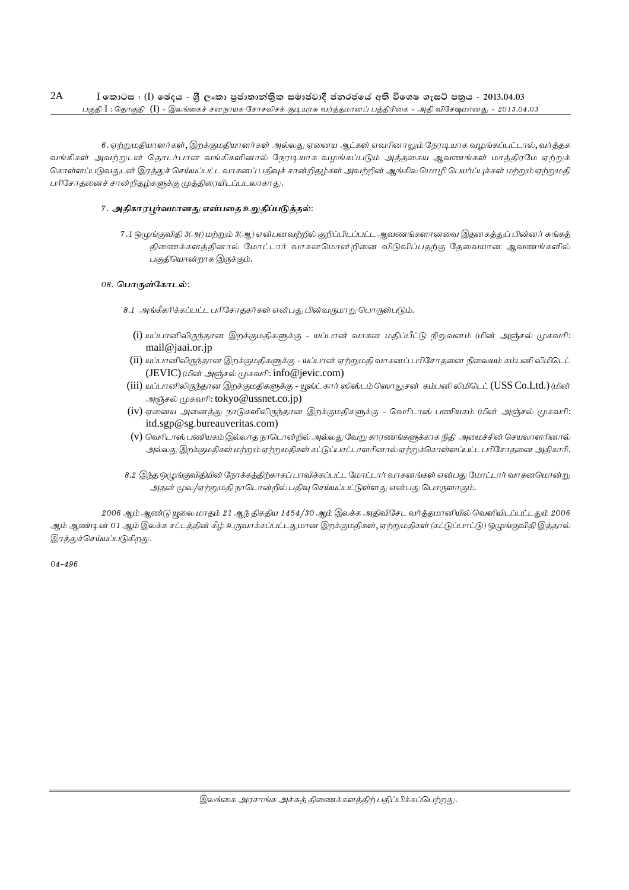6. ஏற்றுமதியாளர்கள், இறக்குமதியாளர்கள் அல்லது ஏனைய ஆட்கள் எவரினாலும் நேரடியாக வழங்கப்பட்டால், வர்த்தக வங்கிகள் அவற்றுடன் தொடர்பான வங்கிகளினால் நேரடியாக வழங்கப்படும் அத்தகைய ஆவணங்கள் மாத்திரமே ஏற்றுக் கொள்ளப்படுவதுடன் இரத்துச் செய்யப்பட்ட வாகனப் பதிவுச் சான்றிதழ்கள் அவற்றின் ஆங்கில மொழி பெயர்ப்புக்கள் மற்றும் ஏற்றுமதி பரிசோதனைச் சான்றிதழ்களுக்கு முத்திரையிடப்படலாகாது.

**7. அதிகாரபூர்வமானது என்பதை உறுதிப்படுத்தல்:**

7.1 ஒழுங்குவிதி 3(அ) மற்றும் 3(ஆ) என்பனவற்றில் குறிப்பிடப்பட்ட ஆவணங்களானவை இதனகத்துப் பின்னர் சுங்கத் திணைக்களத்தினால் மோட்டார் வாகனமொன்றினை விடுவிப்பதற்கு தேவையான ஆவணங்களில் பகுதியொன்றாக இருக்கும்.

**08. பொருள்கோடல்:**

8.1 அங்கீகரிக்கப்பட்ட பரிசோதகர்கள் என்பது பின்வருமாறு பொருள்படும்.

(i) யப்பானிலிருந்தான இறக்குமதிகளுக்கு – யப்பான் வாகன மதிப்பீட்டு நிறுவனம் (மின் அஞ்சல் முகவரி: mail@jaai.or.jp

(ii) யப்பானிலிருந்தான இறக்குமதிகளுக்கு - யப்பான் ஏற்றுமதி வாகனப் பரிசோதனை நிலையம் கம்பனி லிமிடெட் (JEVIC) (மின் அஞ்சல் முகவரி: info@jevic.com)

(iii) யப்பானிலிருந்தான இறக்குமதிகளுக்கு - யூஸ்ட் கார் ஸிஸ்டம் ஸொலுசன் கம்பனி லிமிடெட் (USS Co.Ltd.) (மின் அஞ்சல் முகவரி: tokyo@ussnet.co.jp)

(iv) ஏனைய அனைத்து நாடுகளிலிருந்தான இறக்குமதிகளுக்கு – வெரிடாஸ் பணியகம் (மின் அஞ்சல் முகவரி: itd.sgp@sg.bureauveritas.com)

(v) வெரிடாஸ் பணியகம் இல்லாத நாடொன்றில் அல்லது வேறு காரணங்களுக்காக நிதி அமைச்சின் செயலாளரினால் அல்லது இறக்குமதிகள் மற்றும் ஏற்றுமதிகள் கட்டுப்பாட்டாளரினால் ஏற்றுக்கொள்ளப்பட்ட பரிசோதனை அதிகாரி.

8.2 இந்த ஒழுங்குவிதியின் நோக்கத்திற்காகப் பாவிக்கப்பட்ட மோட்டார் வாகனங்கள் என்பது மோட்டார் வாகனமொன்று அதன் மூல/ஏற்றுமதி நாடொன்றில் பதிவு செய்யப்பட்டுள்ளது என்பது பொருளாகும்.

2006 ஆம் ஆண்டு யூலை மாதம் 21 ஆந் திகதிய 1454/30 ஆம் இலக்க அதிவிசேட வர்த்தமானியில் வெளியிடப்பட்டதும் 2006 ஆம் ஆண்டின் 01 ஆம் இலக்க சட்டத்தின் கீழ் உருவாக்கப்பட்டதுமான இறக்குமதிகள், ஏற்றுமதிகள் (கட்டுப்பாட்டு) ஒழுங்குவிதி இத்தால் இரத்துச்செய்யப்படுகிறது.

04-496

இலங்கை அரசாங்க அச்சுத் திணைக்களத்திற் பதிப்பிக்கப்பெற்றது.